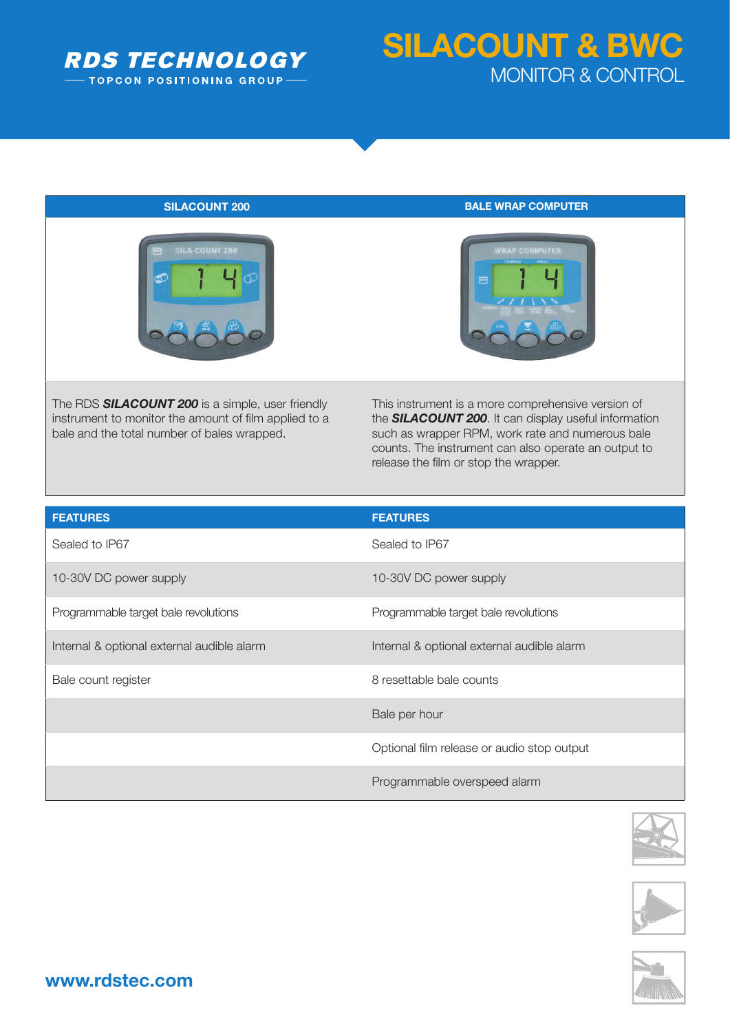**RDS TECHNOLOGY**
TOPCON POSITIONING GROUP

# SILACOUNT & BWC

## MONITOR & CONTROL

| SILACOUNT 200 | BALE WRAP COMPUTER |
| --- | --- |
| The RDS ***SILACOUNT 200*** is a simple, user friendly instrument to monitor the amount of film applied to a bale and the total number of bales wrapped. | This instrument is a more comprehensive version of the ***SILACOUNT 200***. It can display useful information such as wrapper RPM, work rate and numerous bale counts. The instrument can also operate an output to release the film or stop the wrapper. |

| FEATURES | FEATURES |
| --- | --- |
| Sealed to IP67 | Sealed to IP67 |
| 10-30V DC power supply | 10-30V DC power supply |
| Programmable target bale revolutions | Programmable target bale revolutions |
| Internal & optional external audible alarm | Internal & optional external audible alarm |
| Bale count register | 8 resettable bale counts |
| | Bale per hour |
| | Optional film release or audio stop output |
| | Programmable overspeed alarm |

www.rdstec.com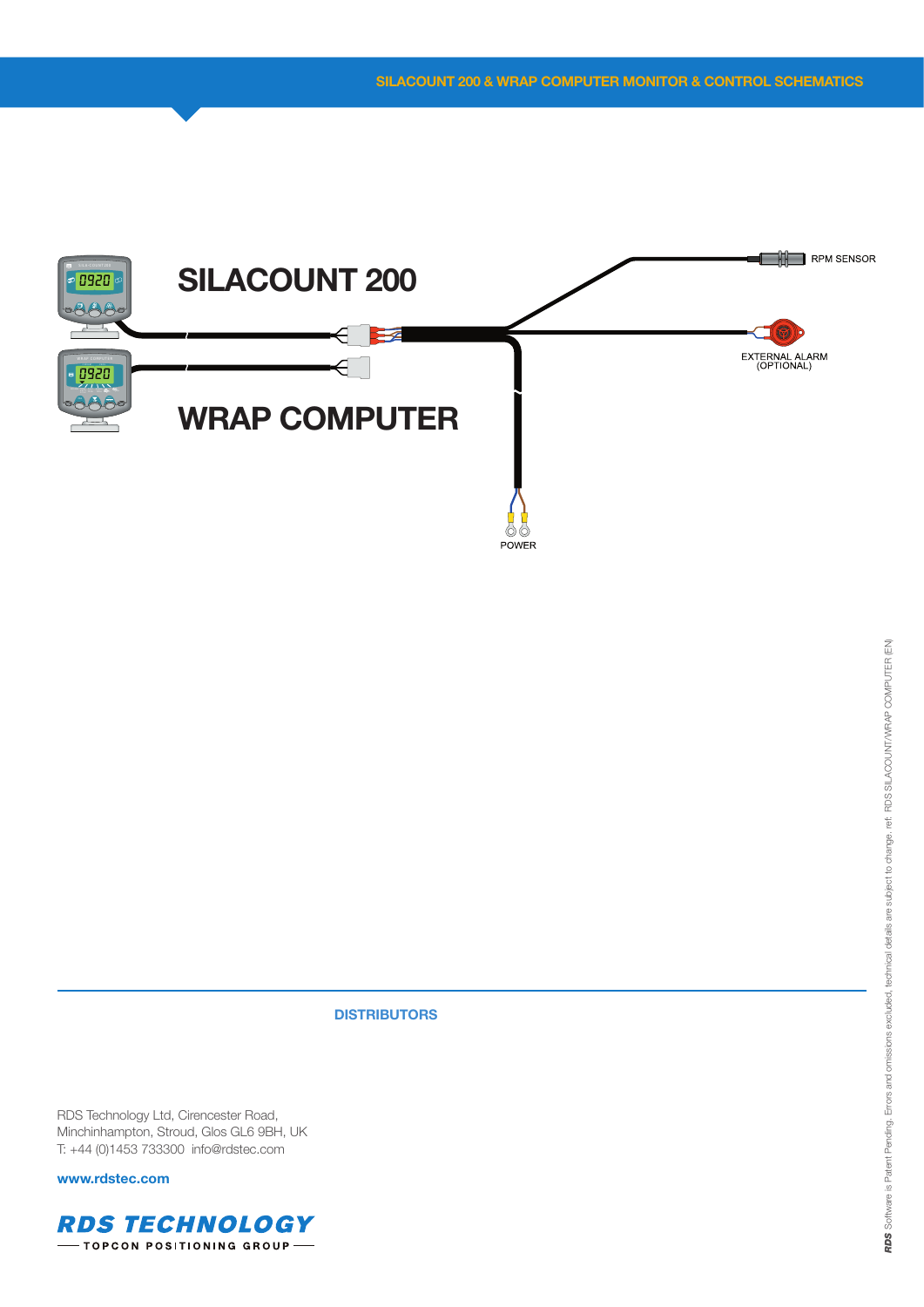# SILACOUNT 200 & WRAP COMPUTER MONITOR & CONTROL SCHEMATICS

## SILACOUNT 200

## WRAP COMPUTER

RPM SENSOR

EXTERNAL ALARM (OPTIONAL)

POWER

**DISTRIBUTORS**

RDS Technology Ltd, Cirencester Road,
Minchinhampton, Stroud, Glos GL6 9BH, UK
T: +44 (0)1453 733300 info@rdstec.com

**www.rdstec.com**

**RDS TECHNOLOGY**
TOPCON POSITIONING GROUP

**RDS** Software is Patent Pending. Errors and omissions excluded, technical details are subject to change. ref: RDS SILACOUNT/WRAP COMPUTER (EN)